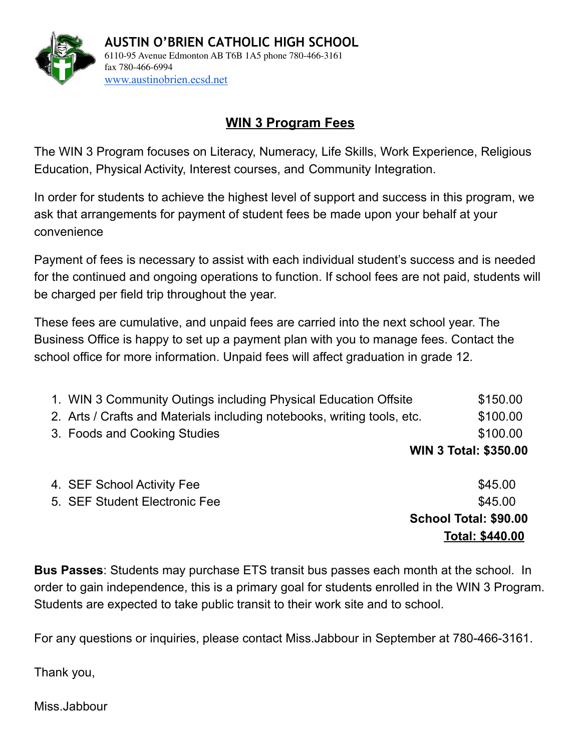**AUSTIN O'BRIEN CATHOLIC HIGH SCHOOL**
6110-95 Avenue Edmonton AB T6B 1A5 phone 780-466-3161
fax 780-466-6994
www.austinobrien.ecsd.net

## WIN 3 Program Fees

The WIN 3 Program focuses on Literacy, Numeracy, Life Skills, Work Experience, Religious Education, Physical Activity, Interest courses, and Community Integration.

In order for students to achieve the highest level of support and success in this program, we ask that arrangements for payment of student fees be made upon your behalf at your convenience

Payment of fees is necessary to assist with each individual student's success and is needed for the continued and ongoing operations to function. If school fees are not paid, students will be charged per field trip throughout the year.

These fees are cumulative, and unpaid fees are carried into the next school year. The Business Office is happy to set up a payment plan with you to manage fees. Contact the school office for more information. Unpaid fees will affect graduation in grade 12.

| Item | Fee |
|---|---|
| 1. WIN 3 Community Outings including Physical Education Offsite | $150.00 |
| 2. Arts / Crafts and Materials including notebooks, writing tools, etc. | $100.00 |
| 3. Foods and Cooking Studies | $100.00 |
| | **WIN 3 Total: $350.00** |
| 4. SEF School Activity Fee | $45.00 |
| 5. SEF Student Electronic Fee | $45.00 |
| | **School Total: $90.00** |
| | **Total: $440.00** |

**Bus Passes**: Students may purchase ETS transit bus passes each month at the school. In order to gain independence, this is a primary goal for students enrolled in the WIN 3 Program. Students are expected to take public transit to their work site and to school.

For any questions or inquiries, please contact Miss.Jabbour in September at 780-466-3161.

Thank you,

Miss.Jabbour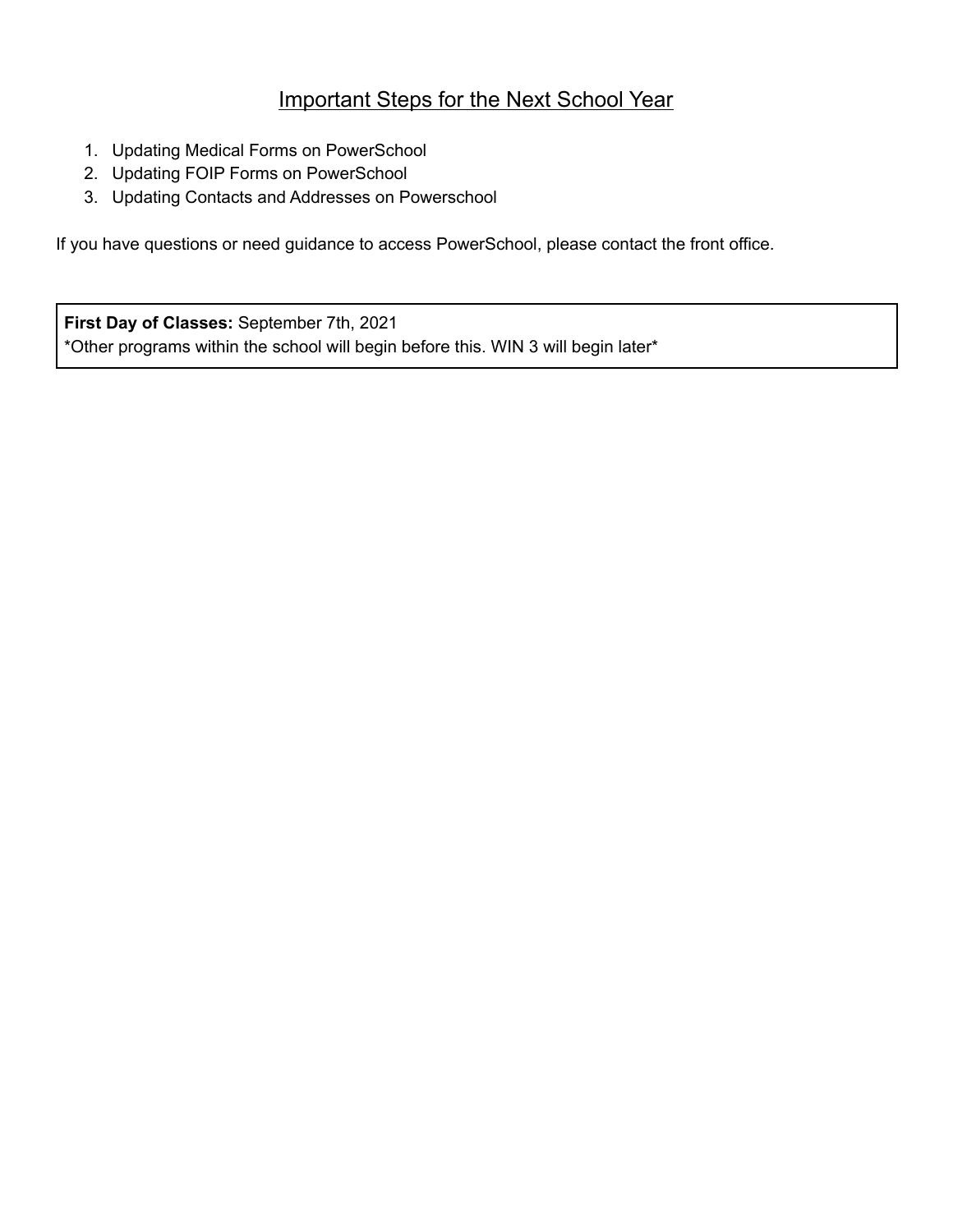## Important Steps for the Next School Year

1. Updating Medical Forms on PowerSchool
2. Updating FOIP Forms on PowerSchool
3. Updating Contacts and Addresses on Powerschool

If you have questions or need guidance to access PowerSchool, please contact the front office.

**First Day of Classes:** September 7th, 2021
*Other programs within the school will begin before this. WIN 3 will begin later*